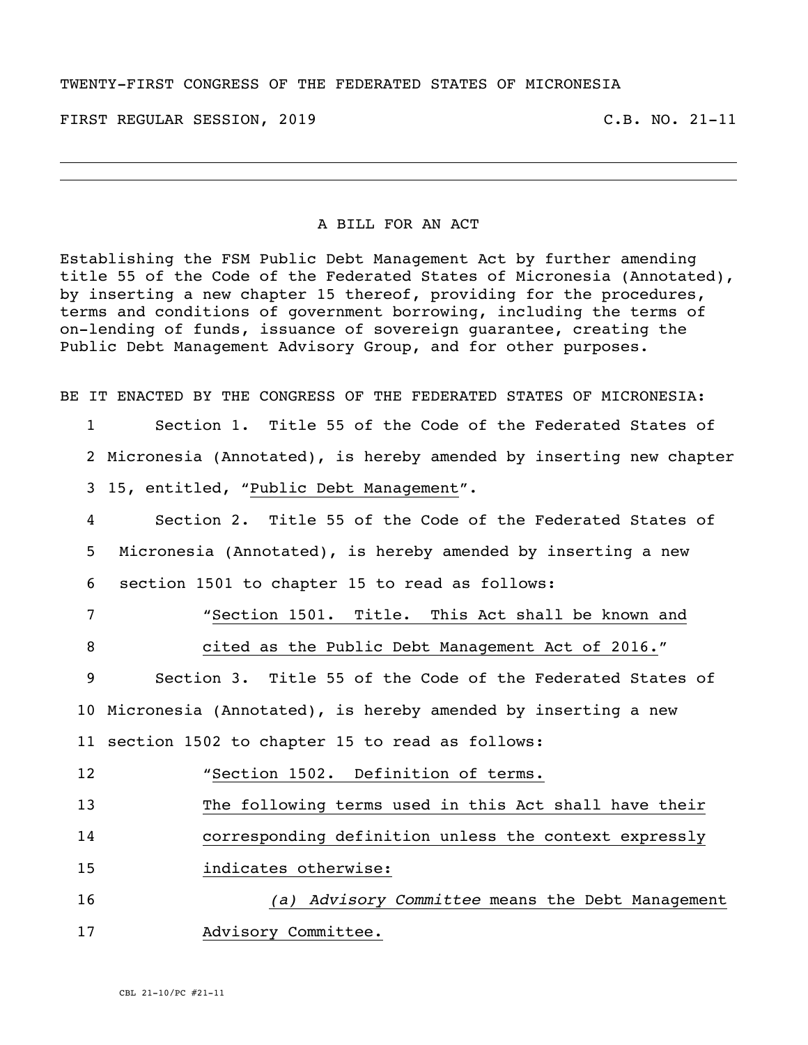TWENTY-FIRST CONGRESS OF THE FEDERATED STATES OF MICRONESIA

FIRST REGULAR SESSION, 2019 C.B. NO. 21-11

# A BILL FOR AN ACT

Establishing the FSM Public Debt Management Act by further amending title 55 of the Code of the Federated States of Micronesia (Annotated), by inserting a new chapter 15 thereof, providing for the procedures, terms and conditions of government borrowing, including the terms of on-lending of funds, issuance of sovereign guarantee, creating the Public Debt Management Advisory Group, and for other purposes.

BE IT ENACTED BY THE CONGRESS OF THE FEDERATED STATES OF MICRONESIA:

1 Section 1. Title 55 of the Code of the Federated States of
2 Micronesia (Annotated), is hereby amended by inserting new chapter
3 15, entitled, "Public Debt Management".
4 Section 2. Title 55 of the Code of the Federated States of
5 Micronesia (Annotated), is hereby amended by inserting a new
6 section 1501 to chapter 15 to read as follows:
7 "Section 1501. Title. This Act shall be known and
8 cited as the Public Debt Management Act of 2016."
9 Section 3. Title 55 of the Code of the Federated States of
10 Micronesia (Annotated), is hereby amended by inserting a new
11 section 1502 to chapter 15 to read as follows:
12 "Section 1502. Definition of terms.
13 The following terms used in this Act shall have their
14 corresponding definition unless the context expressly
15 indicates otherwise:
16 *(a) Advisory Committee* means the Debt Management
17 Advisory Committee.

CBL 21-10/PC #21-11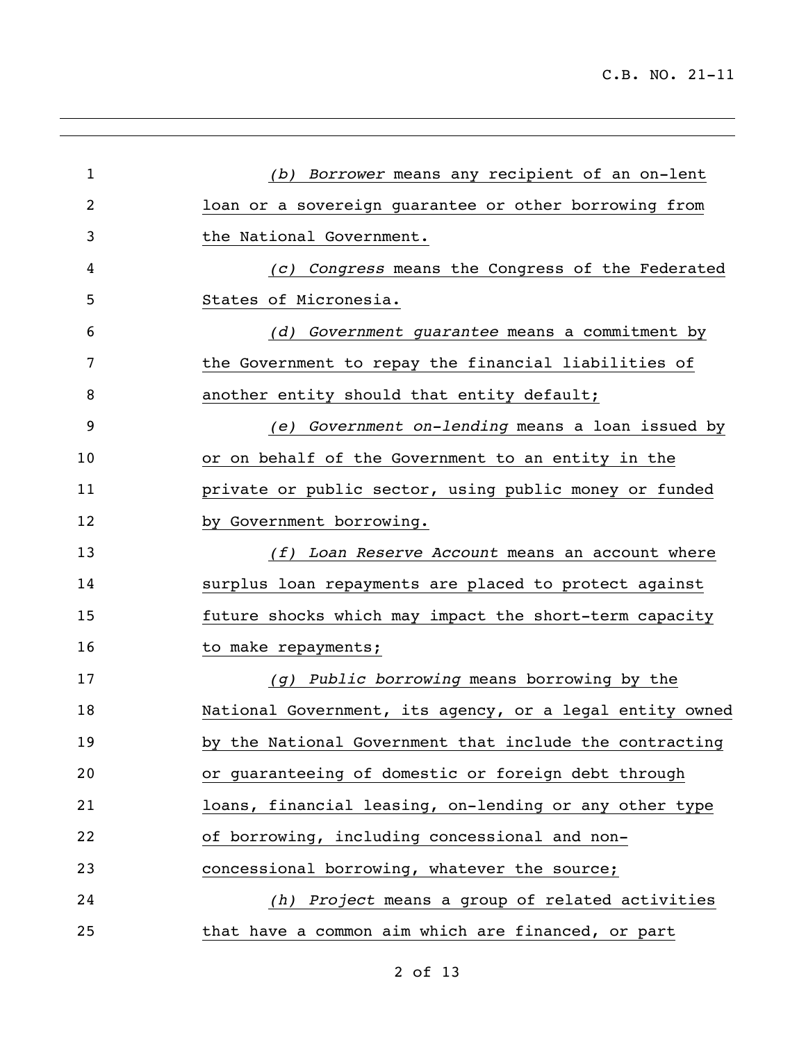(b) *Borrower* means any recipient of an on-lent loan or a sovereign guarantee or other borrowing from the National Government.

(c) *Congress* means the Congress of the Federated States of Micronesia.

(d) *Government guarantee* means a commitment by the Government to repay the financial liabilities of another entity should that entity default;

(e) *Government on-lending* means a loan issued by or on behalf of the Government to an entity in the private or public sector, using public money or funded by Government borrowing.

(f) *Loan Reserve Account* means an account where surplus loan repayments are placed to protect against future shocks which may impact the short-term capacity to make repayments;

(g) *Public borrowing* means borrowing by the National Government, its agency, or a legal entity owned by the National Government that include the contracting or guaranteeing of domestic or foreign debt through loans, financial leasing, on-lending or any other type of borrowing, including concessional and non-concessional borrowing, whatever the source;

(h) *Project* means a group of related activities that have a common aim which are financed, or part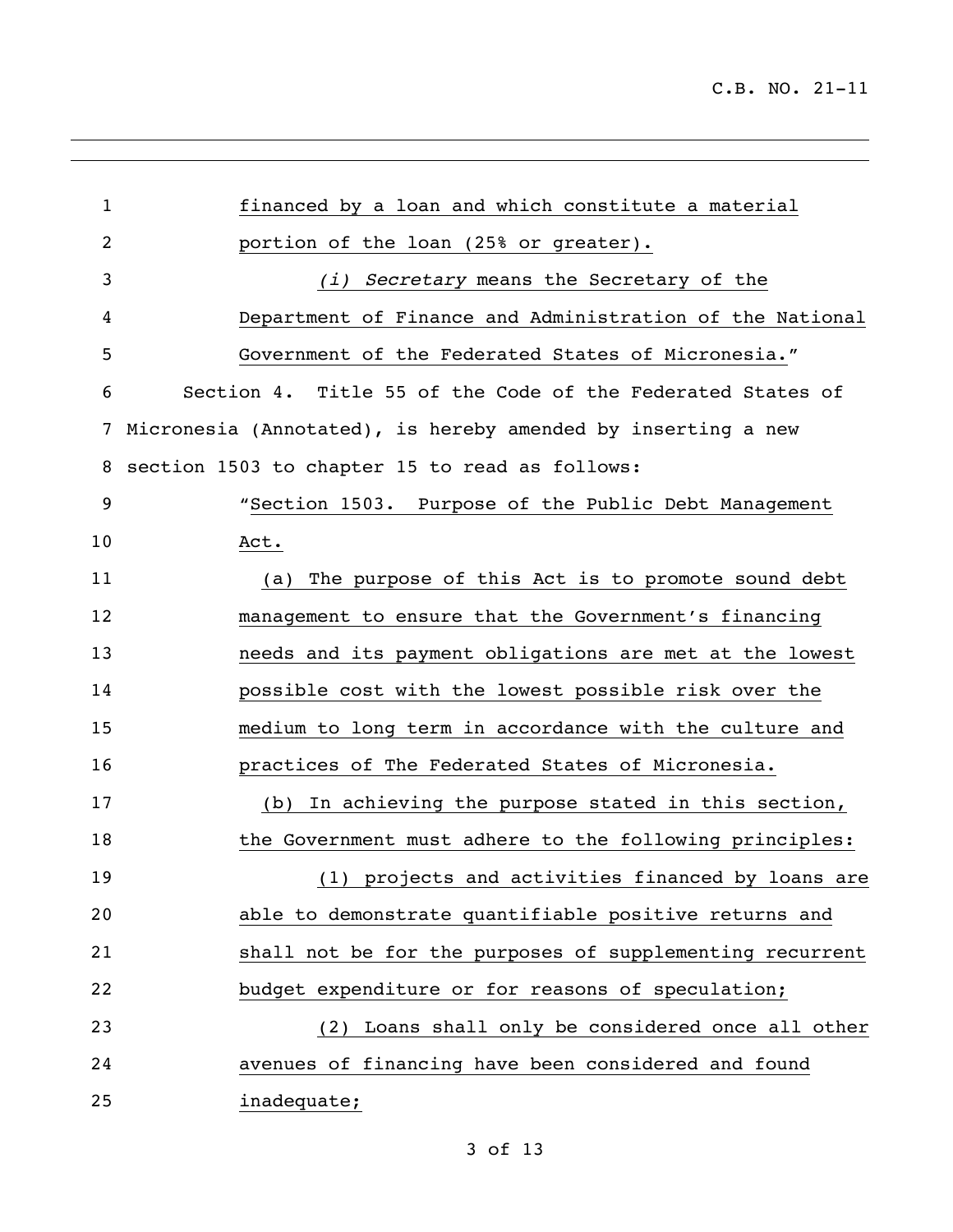financed by a loan and which constitute a material portion of the loan (25% or greater).

(i) *Secretary* means the Secretary of the Department of Finance and Administration of the National Government of the Federated States of Micronesia."

Section 4. Title 55 of the Code of the Federated States of Micronesia (Annotated), is hereby amended by inserting a new section 1503 to chapter 15 to read as follows:

"Section 1503. Purpose of the Public Debt Management Act.

(a) The purpose of this Act is to promote sound debt management to ensure that the Government's financing needs and its payment obligations are met at the lowest possible cost with the lowest possible risk over the medium to long term in accordance with the culture and practices of The Federated States of Micronesia.

(b) In achieving the purpose stated in this section, the Government must adhere to the following principles:

(1) projects and activities financed by loans are able to demonstrate quantifiable positive returns and shall not be for the purposes of supplementing recurrent budget expenditure or for reasons of speculation;

(2) Loans shall only be considered once all other avenues of financing have been considered and found inadequate;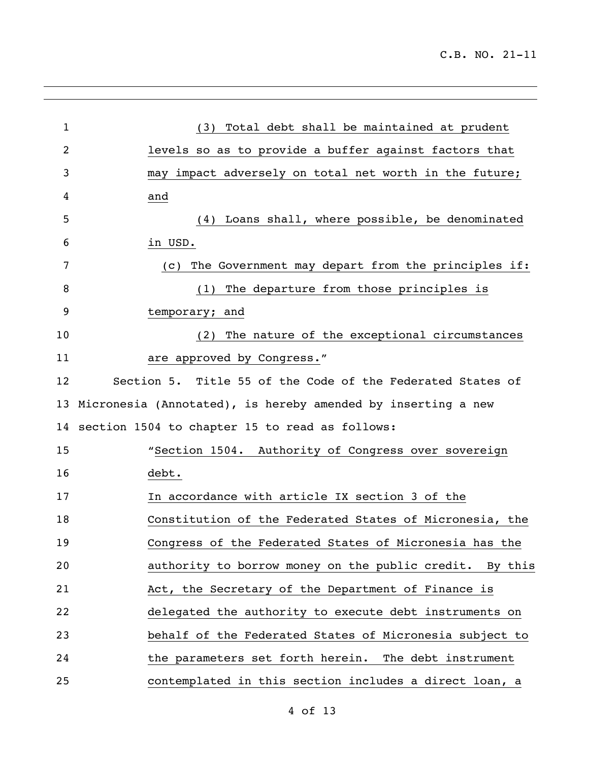(3) Total debt shall be maintained at prudent levels so as to provide a buffer against factors that may impact adversely on total net worth in the future; and

(4) Loans shall, where possible, be denominated in USD.

(c) The Government may depart from the principles if:

(1) The departure from those principles is temporary; and

(2) The nature of the exceptional circumstances are approved by Congress."

Section 5. Title 55 of the Code of the Federated States of Micronesia (Annotated), is hereby amended by inserting a new section 1504 to chapter 15 to read as follows:

"Section 1504. Authority of Congress over sovereign debt.

In accordance with article IX section 3 of the Constitution of the Federated States of Micronesia, the Congress of the Federated States of Micronesia has the authority to borrow money on the public credit. By this Act, the Secretary of the Department of Finance is delegated the authority to execute debt instruments on behalf of the Federated States of Micronesia subject to the parameters set forth herein. The debt instrument contemplated in this section includes a direct loan, a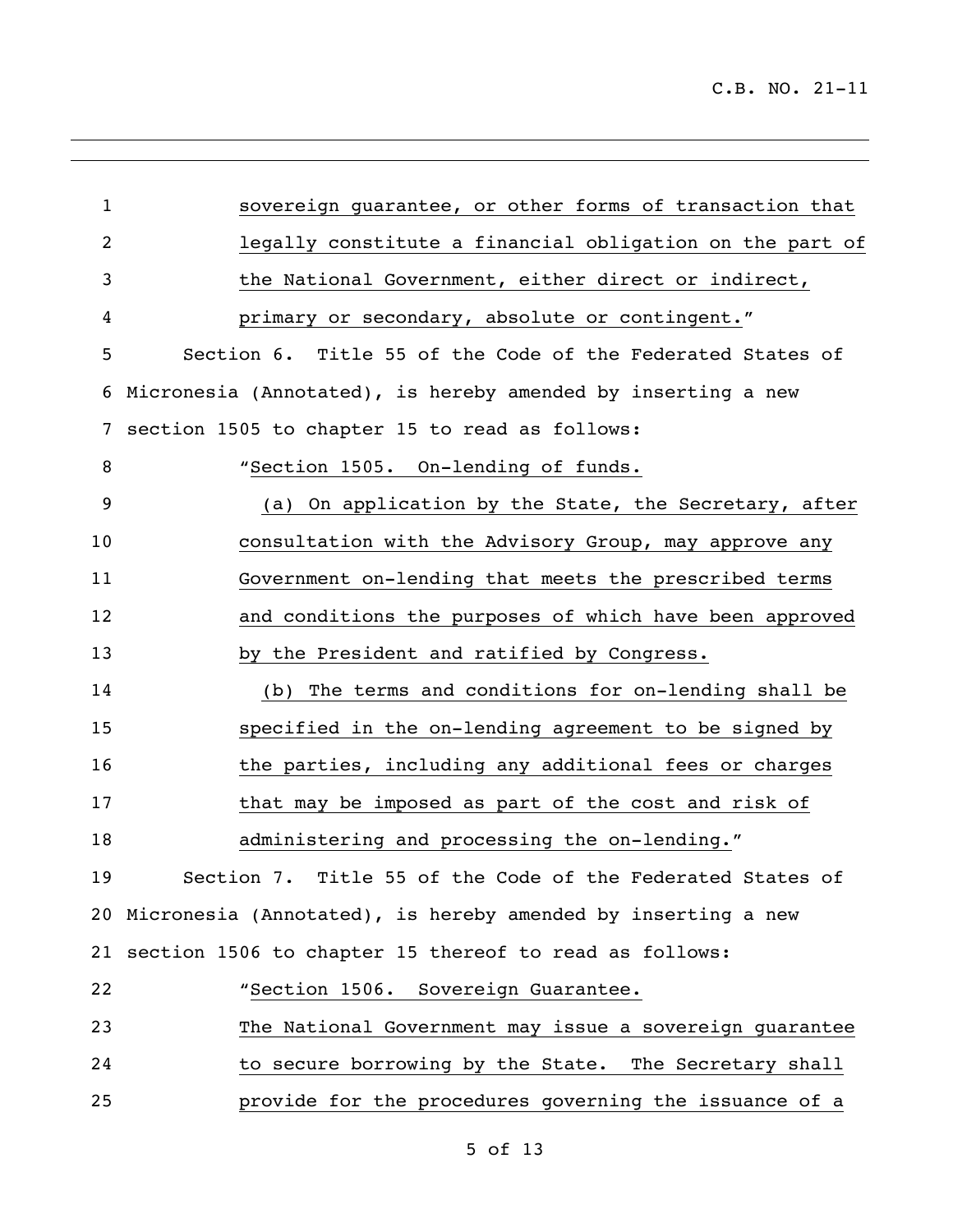sovereign guarantee, or other forms of transaction that legally constitute a financial obligation on the part of the National Government, either direct or indirect, primary or secondary, absolute or contingent."

Section 6. Title 55 of the Code of the Federated States of Micronesia (Annotated), is hereby amended by inserting a new section 1505 to chapter 15 to read as follows:

"Section 1505. On-lending of funds.

(a) On application by the State, the Secretary, after consultation with the Advisory Group, may approve any Government on-lending that meets the prescribed terms and conditions the purposes of which have been approved by the President and ratified by Congress.

(b) The terms and conditions for on-lending shall be specified in the on-lending agreement to be signed by the parties, including any additional fees or charges that may be imposed as part of the cost and risk of administering and processing the on-lending."

Section 7. Title 55 of the Code of the Federated States of Micronesia (Annotated), is hereby amended by inserting a new section 1506 to chapter 15 thereof to read as follows:

"Section 1506. Sovereign Guarantee.

The National Government may issue a sovereign guarantee to secure borrowing by the State. The Secretary shall provide for the procedures governing the issuance of a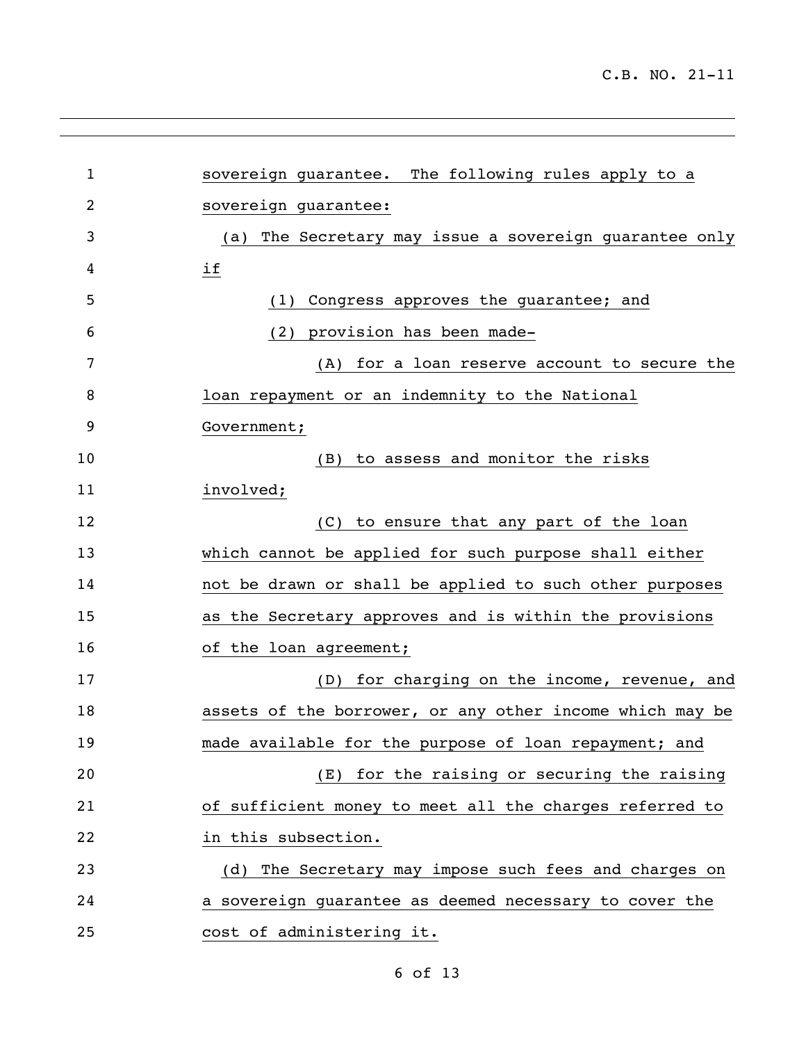sovereign guarantee. The following rules apply to a sovereign guarantee:

(a) The Secretary may issue a sovereign guarantee only if

(1) Congress approves the guarantee; and

(2) provision has been made-

(A) for a loan reserve account to secure the loan repayment or an indemnity to the National Government;

(B) to assess and monitor the risks involved;

(C) to ensure that any part of the loan which cannot be applied for such purpose shall either not be drawn or shall be applied to such other purposes as the Secretary approves and is within the provisions of the loan agreement;

(D) for charging on the income, revenue, and assets of the borrower, or any other income which may be made available for the purpose of loan repayment; and

(E) for the raising or securing the raising of sufficient money to meet all the charges referred to in this subsection.

(d) The Secretary may impose such fees and charges on a sovereign guarantee as deemed necessary to cover the cost of administering it.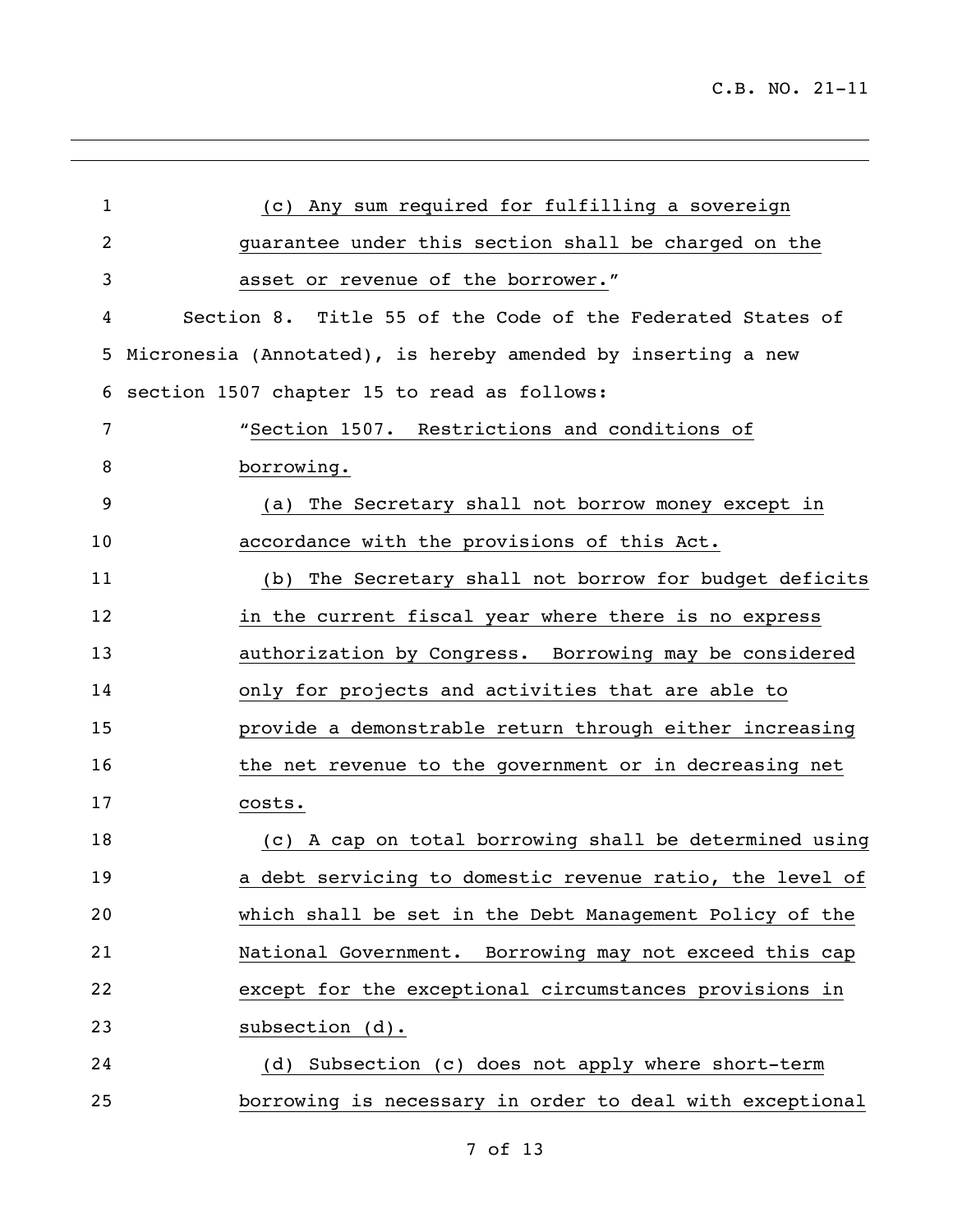(c) Any sum required for fulfilling a sovereign guarantee under this section shall be charged on the asset or revenue of the borrower."

Section 8. Title 55 of the Code of the Federated States of Micronesia (Annotated), is hereby amended by inserting a new section 1507 chapter 15 to read as follows:

"Section 1507. Restrictions and conditions of borrowing.

(a) The Secretary shall not borrow money except in accordance with the provisions of this Act.

(b) The Secretary shall not borrow for budget deficits in the current fiscal year where there is no express authorization by Congress. Borrowing may be considered only for projects and activities that are able to provide a demonstrable return through either increasing the net revenue to the government or in decreasing net costs.

(c) A cap on total borrowing shall be determined using a debt servicing to domestic revenue ratio, the level of which shall be set in the Debt Management Policy of the National Government. Borrowing may not exceed this cap except for the exceptional circumstances provisions in subsection (d).

(d) Subsection (c) does not apply where short-term borrowing is necessary in order to deal with exceptional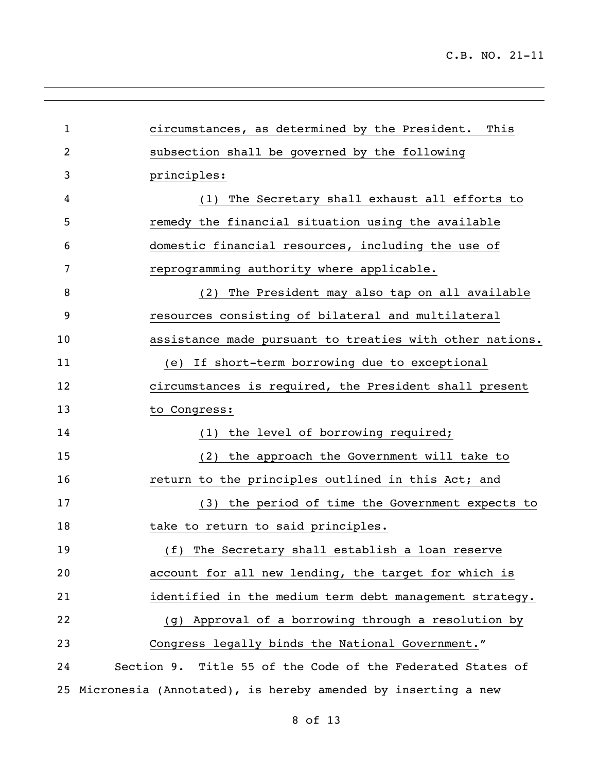circumstances, as determined by the President. This subsection shall be governed by the following principles:

(1) The Secretary shall exhaust all efforts to remedy the financial situation using the available domestic financial resources, including the use of reprogramming authority where applicable.

(2) The President may also tap on all available resources consisting of bilateral and multilateral assistance made pursuant to treaties with other nations.

(e) If short-term borrowing due to exceptional circumstances is required, the President shall present to Congress:

(1) the level of borrowing required;

(2) the approach the Government will take to return to the principles outlined in this Act; and

(3) the period of time the Government expects to take to return to said principles.

(f) The Secretary shall establish a loan reserve account for all new lending, the target for which is identified in the medium term debt management strategy.

(g) Approval of a borrowing through a resolution by Congress legally binds the National Government."

Section 9. Title 55 of the Code of the Federated States of Micronesia (Annotated), is hereby amended by inserting a new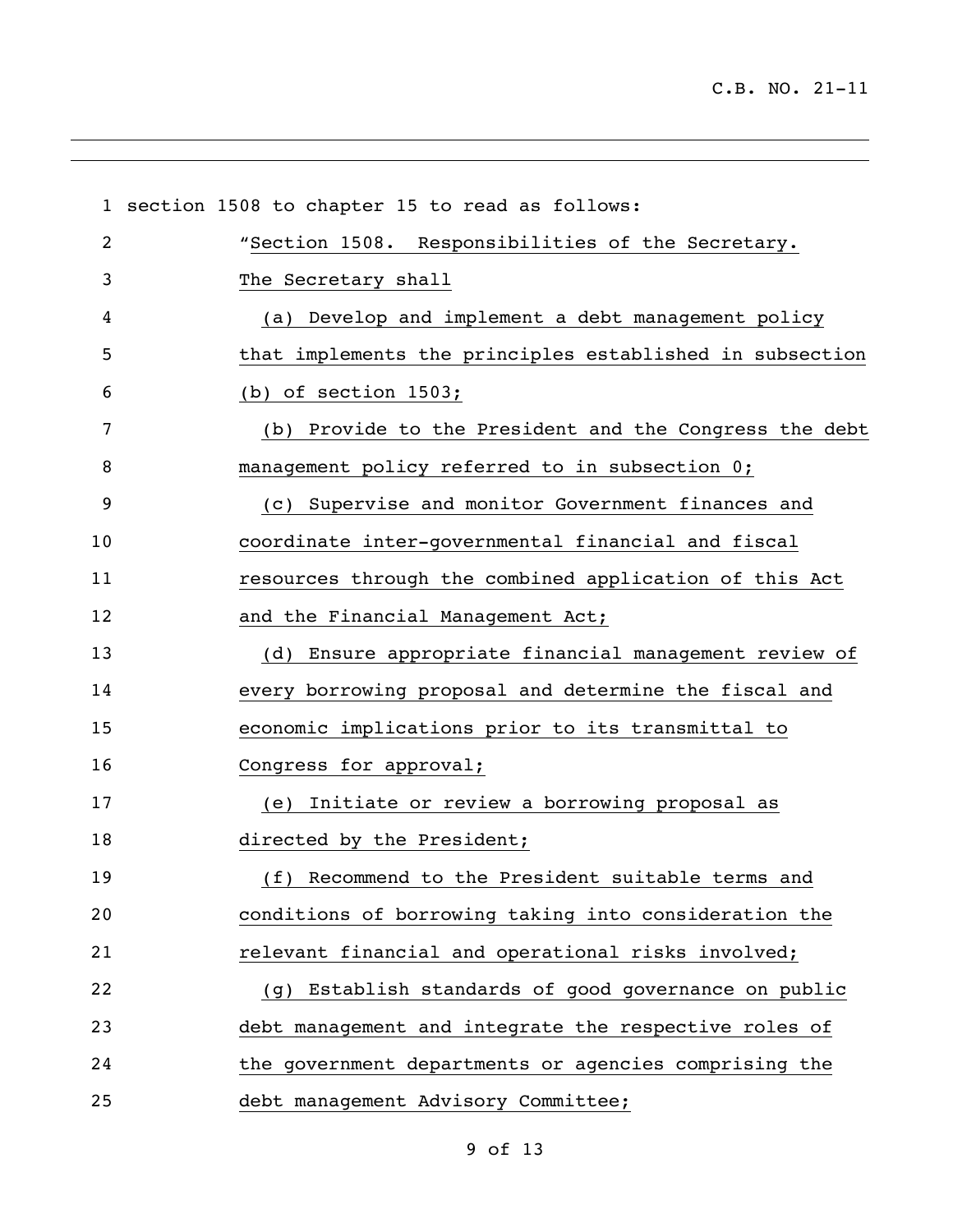section 1508 to chapter 15 to read as follows:

"Section 1508. Responsibilities of the Secretary.

The Secretary shall

(a) Develop and implement a debt management policy that implements the principles established in subsection (b) of section 1503;

(b) Provide to the President and the Congress the debt management policy referred to in subsection 0;

(c) Supervise and monitor Government finances and coordinate inter-governmental financial and fiscal resources through the combined application of this Act and the Financial Management Act;

(d) Ensure appropriate financial management review of every borrowing proposal and determine the fiscal and economic implications prior to its transmittal to Congress for approval;

(e) Initiate or review a borrowing proposal as directed by the President;

(f) Recommend to the President suitable terms and conditions of borrowing taking into consideration the relevant financial and operational risks involved;

(g) Establish standards of good governance on public debt management and integrate the respective roles of the government departments or agencies comprising the debt management Advisory Committee;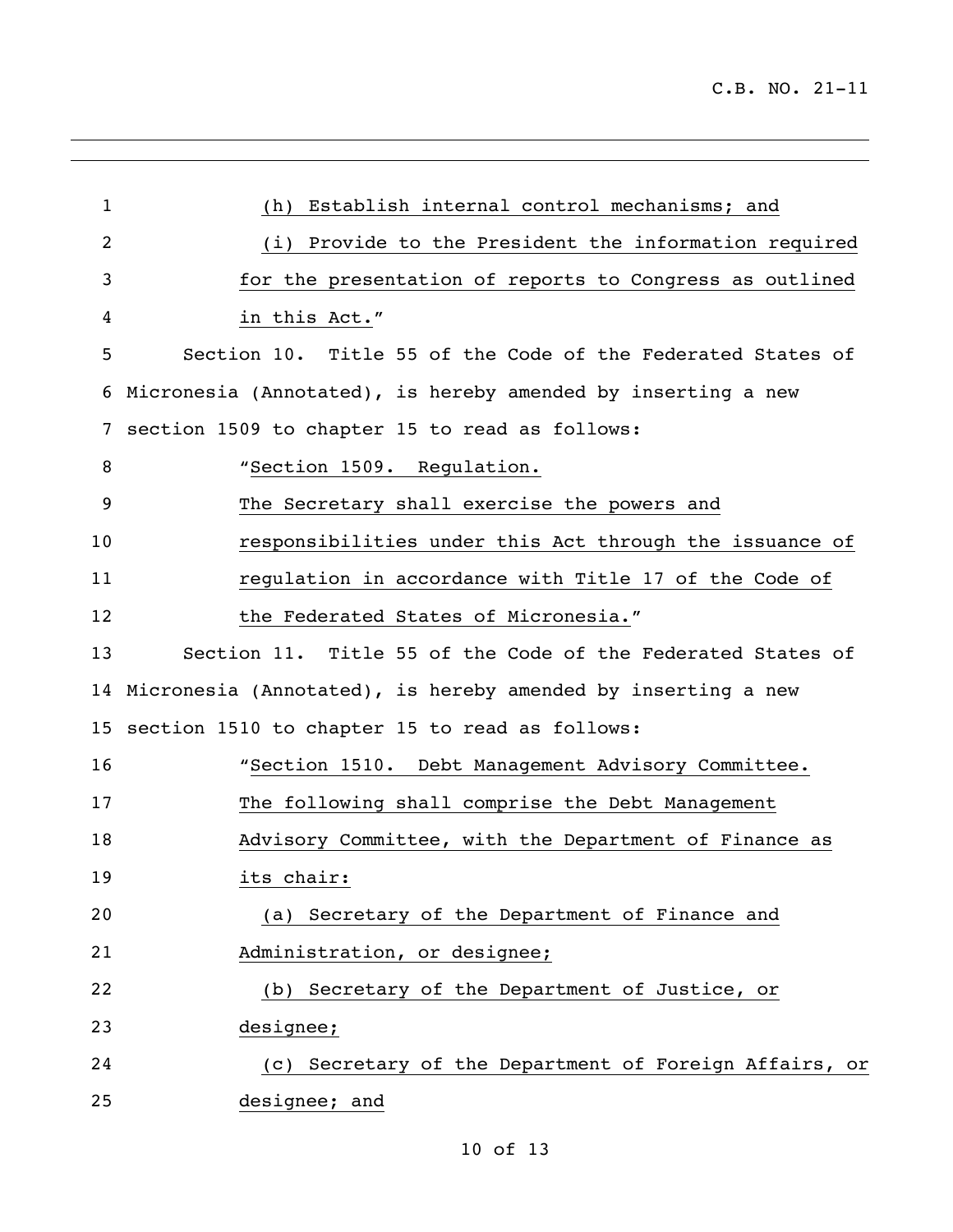(h) Establish internal control mechanisms; and

(i) Provide to the President the information required for the presentation of reports to Congress as outlined in this Act."

Section 10. Title 55 of the Code of the Federated States of Micronesia (Annotated), is hereby amended by inserting a new section 1509 to chapter 15 to read as follows:

"Section 1509. Regulation.

The Secretary shall exercise the powers and responsibilities under this Act through the issuance of regulation in accordance with Title 17 of the Code of the Federated States of Micronesia."

Section 11. Title 55 of the Code of the Federated States of Micronesia (Annotated), is hereby amended by inserting a new section 1510 to chapter 15 to read as follows:

"Section 1510. Debt Management Advisory Committee.

The following shall comprise the Debt Management Advisory Committee, with the Department of Finance as its chair:

(a) Secretary of the Department of Finance and Administration, or designee;

(b) Secretary of the Department of Justice, or designee;

(c) Secretary of the Department of Foreign Affairs, or designee; and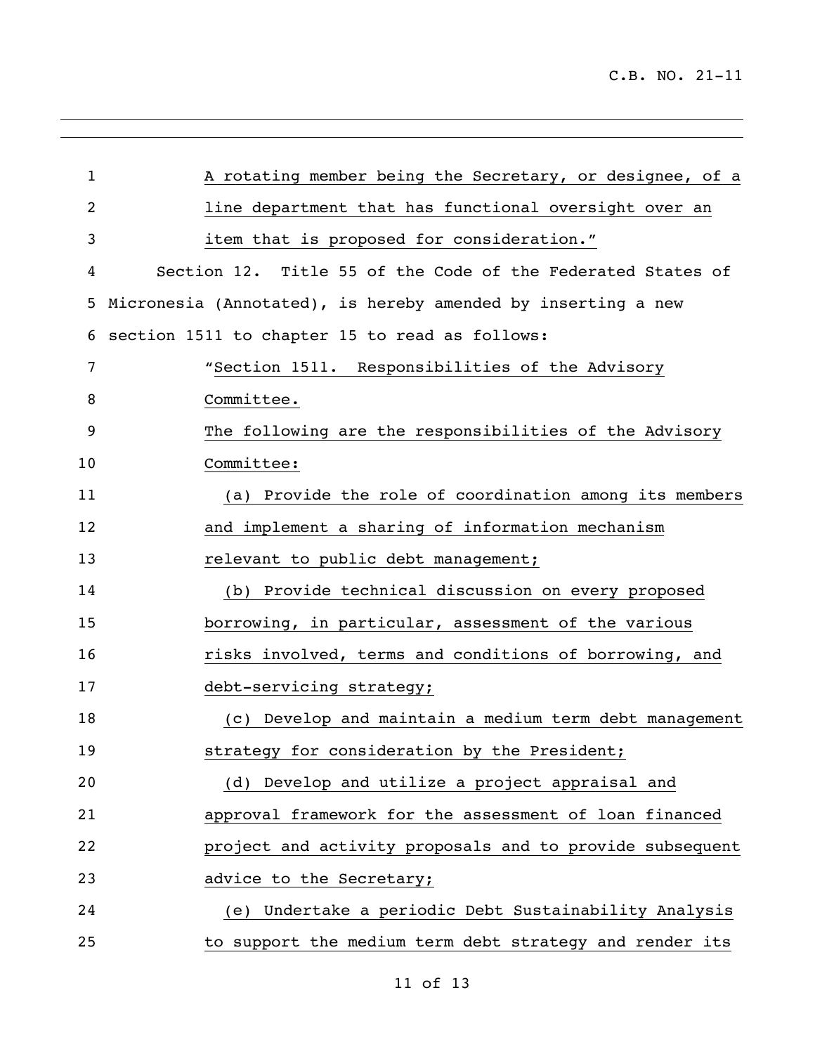A rotating member being the Secretary, or designee, of a line department that has functional oversight over an item that is proposed for consideration."

Section 12. Title 55 of the Code of the Federated States of Micronesia (Annotated), is hereby amended by inserting a new section 1511 to chapter 15 to read as follows:

"Section 1511. Responsibilities of the Advisory Committee.

The following are the responsibilities of the Advisory Committee:

(a) Provide the role of coordination among its members and implement a sharing of information mechanism relevant to public debt management;

(b) Provide technical discussion on every proposed borrowing, in particular, assessment of the various risks involved, terms and conditions of borrowing, and debt-servicing strategy;

(c) Develop and maintain a medium term debt management strategy for consideration by the President;

(d) Develop and utilize a project appraisal and approval framework for the assessment of loan financed project and activity proposals and to provide subsequent advice to the Secretary;

(e) Undertake a periodic Debt Sustainability Analysis to support the medium term debt strategy and render its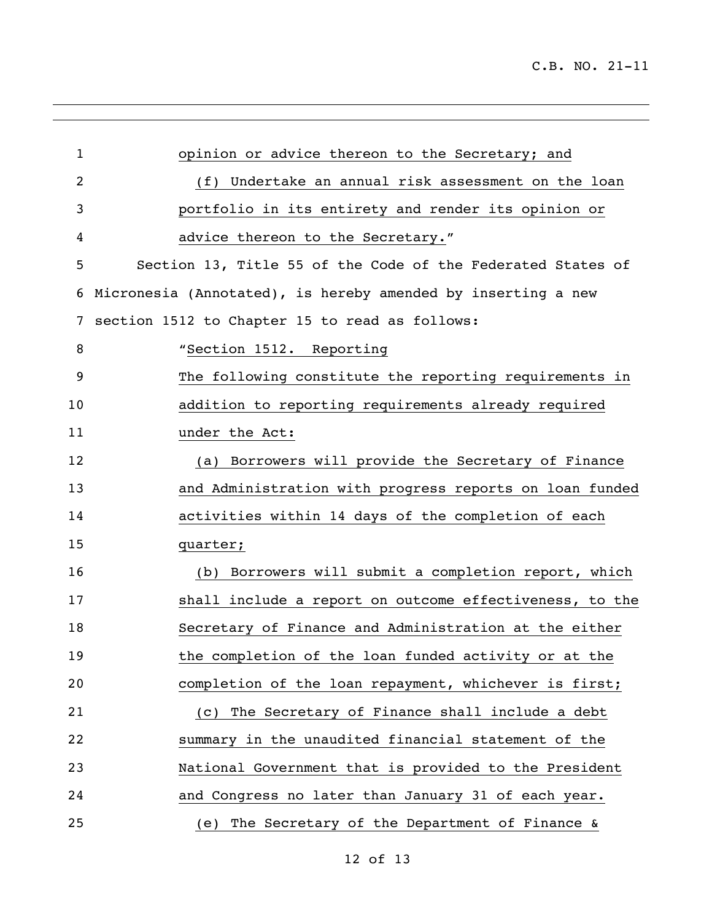opinion or advice thereon to the Secretary; and

(f) Undertake an annual risk assessment on the loan portfolio in its entirety and render its opinion or advice thereon to the Secretary."

Section 13, Title 55 of the Code of the Federated States of Micronesia (Annotated), is hereby amended by inserting a new section 1512 to Chapter 15 to read as follows:

"Section 1512. Reporting

The following constitute the reporting requirements in addition to reporting requirements already required under the Act:

(a) Borrowers will provide the Secretary of Finance and Administration with progress reports on loan funded activities within 14 days of the completion of each quarter;

(b) Borrowers will submit a completion report, which shall include a report on outcome effectiveness, to the Secretary of Finance and Administration at the either the completion of the loan funded activity or at the completion of the loan repayment, whichever is first;

(c) The Secretary of Finance shall include a debt summary in the unaudited financial statement of the National Government that is provided to the President and Congress no later than January 31 of each year.

(e) The Secretary of the Department of Finance &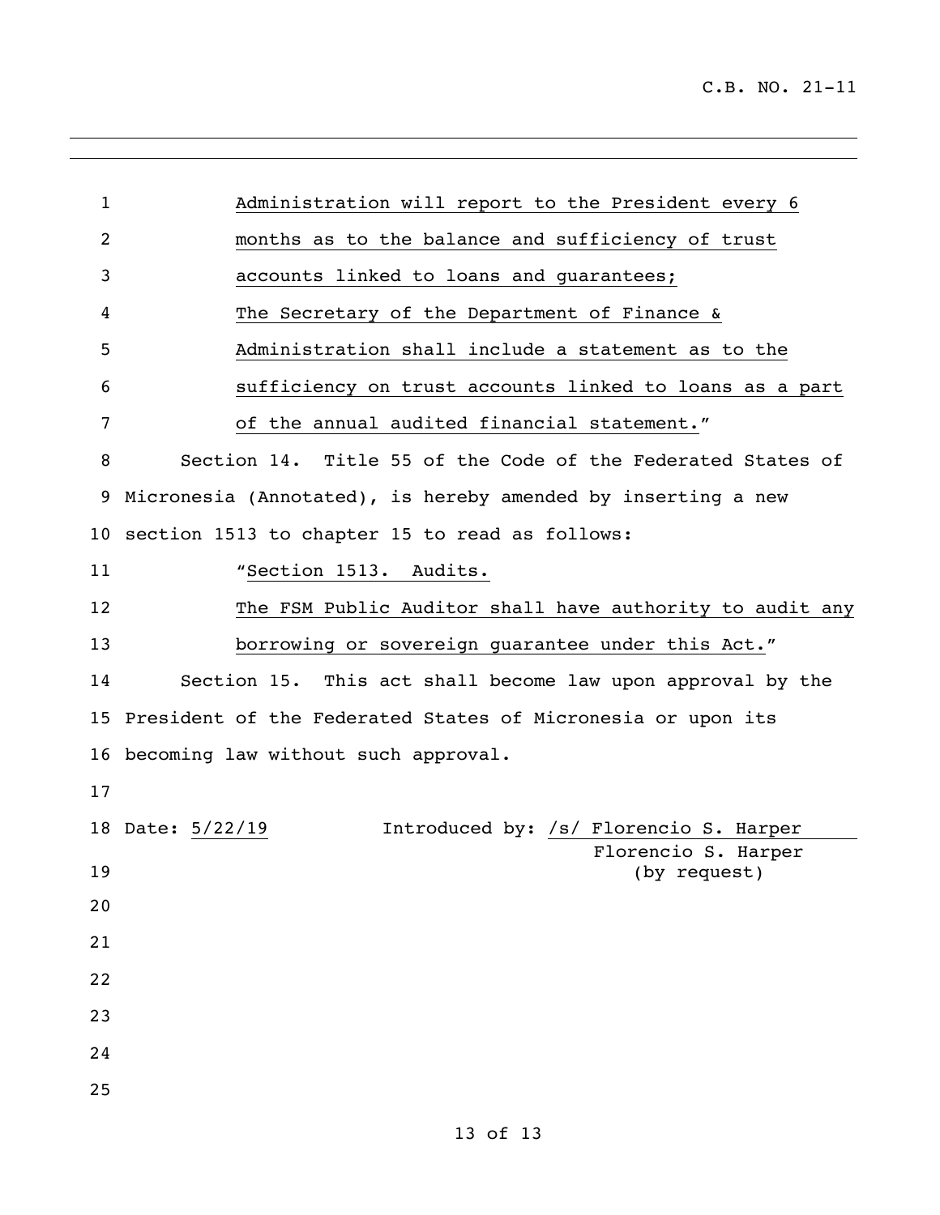Administration will report to the President every 6 months as to the balance and sufficiency of trust accounts linked to loans and guarantees;

The Secretary of the Department of Finance & Administration shall include a statement as to the sufficiency on trust accounts linked to loans as a part of the annual audited financial statement."

Section 14. Title 55 of the Code of the Federated States of Micronesia (Annotated), is hereby amended by inserting a new section 1513 to chapter 15 to read as follows:

"Section 1513. Audits.

The FSM Public Auditor shall have authority to audit any borrowing or sovereign guarantee under this Act."

Section 15. This act shall become law upon approval by the President of the Federated States of Micronesia or upon its becoming law without such approval.

Date: 5/22/19

Introduced by: /s/ Florencio S. Harper

Florencio S. Harper
(by request)